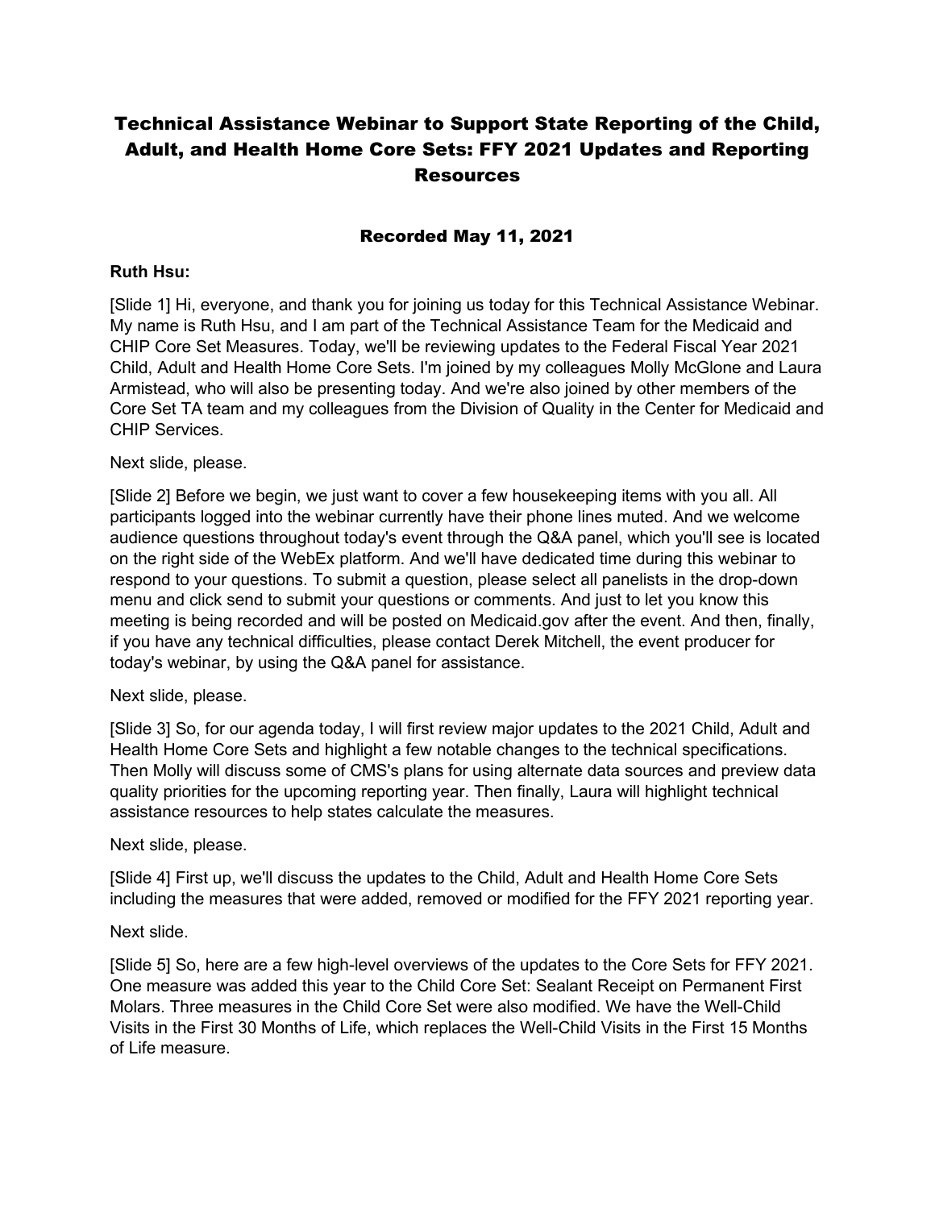# Technical Assistance Webinar to Support State Reporting of the Child, Adult, and Health Home Core Sets: FFY 2021 Updates and Reporting Resources

## Recorded May 11, 2021

**Ruth Hsu:**

[Slide 1] Hi, everyone, and thank you for joining us today for this Technical Assistance Webinar. My name is Ruth Hsu, and I am part of the Technical Assistance Team for the Medicaid and CHIP Core Set Measures. Today, we'll be reviewing updates to the Federal Fiscal Year 2021 Child, Adult and Health Home Core Sets. I'm joined by my colleagues Molly McGlone and Laura Armistead, who will also be presenting today. And we're also joined by other members of the Core Set TA team and my colleagues from the Division of Quality in the Center for Medicaid and CHIP Services.

Next slide, please.

[Slide 2] Before we begin, we just want to cover a few housekeeping items with you all. All participants logged into the webinar currently have their phone lines muted. And we welcome audience questions throughout today's event through the Q&A panel, which you'll see is located on the right side of the WebEx platform. And we'll have dedicated time during this webinar to respond to your questions. To submit a question, please select all panelists in the drop-down menu and click send to submit your questions or comments. And just to let you know this meeting is being recorded and will be posted on Medicaid.gov after the event. And then, finally, if you have any technical difficulties, please contact Derek Mitchell, the event producer for today's webinar, by using the Q&A panel for assistance.

Next slide, please.

[Slide 3] So, for our agenda today, I will first review major updates to the 2021 Child, Adult and Health Home Core Sets and highlight a few notable changes to the technical specifications. Then Molly will discuss some of CMS's plans for using alternate data sources and preview data quality priorities for the upcoming reporting year. Then finally, Laura will highlight technical assistance resources to help states calculate the measures.

Next slide, please.

[Slide 4] First up, we'll discuss the updates to the Child, Adult and Health Home Core Sets including the measures that were added, removed or modified for the FFY 2021 reporting year.

Next slide.

[Slide 5] So, here are a few high-level overviews of the updates to the Core Sets for FFY 2021. One measure was added this year to the Child Core Set: Sealant Receipt on Permanent First Molars. Three measures in the Child Core Set were also modified. We have the Well-Child Visits in the First 30 Months of Life, which replaces the Well-Child Visits in the First 15 Months of Life measure.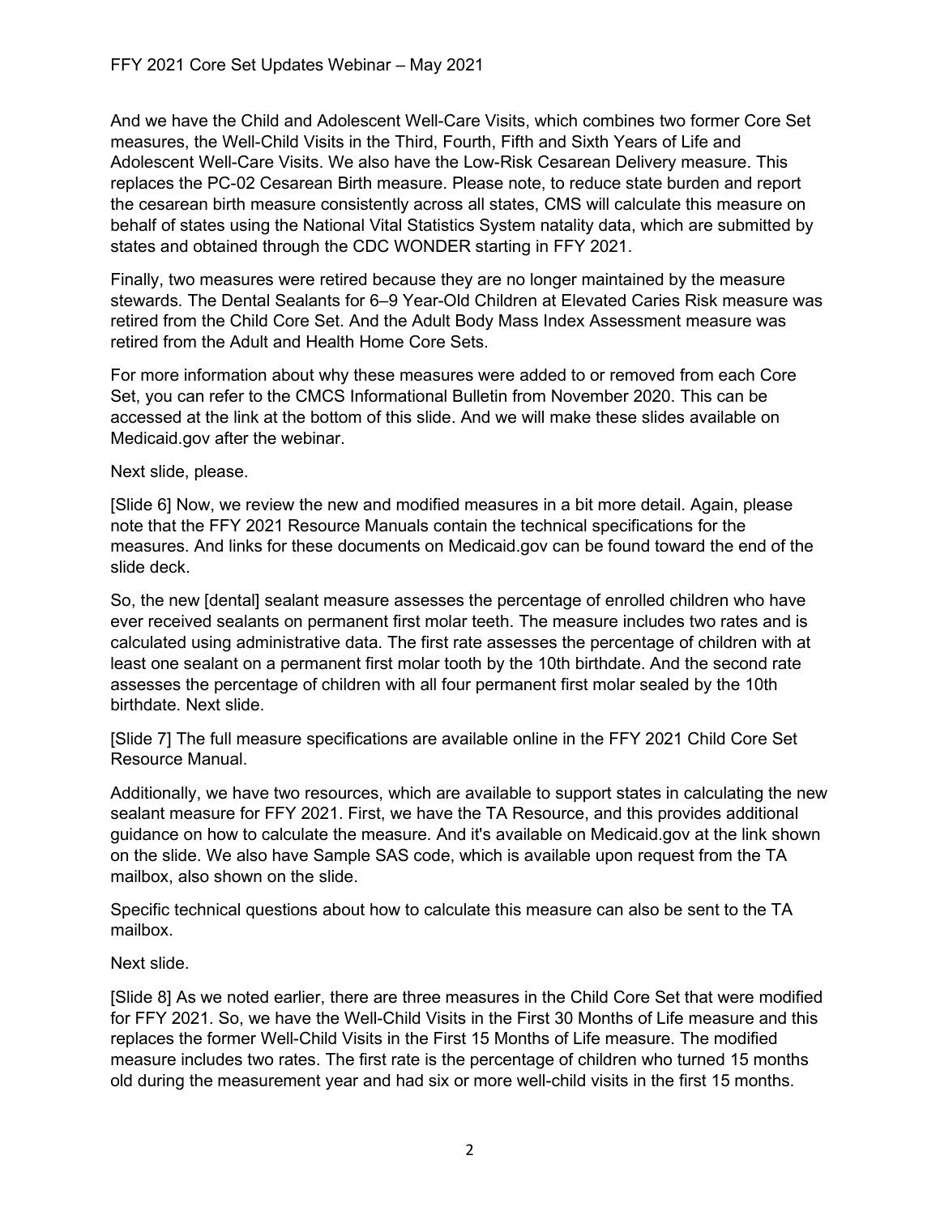And we have the Child and Adolescent Well-Care Visits, which combines two former Core Set measures, the Well-Child Visits in the Third, Fourth, Fifth and Sixth Years of Life and Adolescent Well-Care Visits. We also have the Low-Risk Cesarean Delivery measure. This replaces the PC-02 Cesarean Birth measure. Please note, to reduce state burden and report the cesarean birth measure consistently across all states, CMS will calculate this measure on behalf of states using the National Vital Statistics System natality data, which are submitted by states and obtained through the CDC WONDER starting in FFY 2021.

Finally, two measures were retired because they are no longer maintained by the measure stewards. The Dental Sealants for 6–9 Year-Old Children at Elevated Caries Risk measure was retired from the Child Core Set. And the Adult Body Mass Index Assessment measure was retired from the Adult and Health Home Core Sets.

For more information about why these measures were added to or removed from each Core Set, you can refer to the CMCS Informational Bulletin from November 2020. This can be accessed at the link at the bottom of this slide. And we will make these slides available on Medicaid.gov after the webinar.

Next slide, please.

[Slide 6] Now, we review the new and modified measures in a bit more detail. Again, please note that the FFY 2021 Resource Manuals contain the technical specifications for the measures. And links for these documents on Medicaid.gov can be found toward the end of the slide deck.

So, the new [dental] sealant measure assesses the percentage of enrolled children who have ever received sealants on permanent first molar teeth. The measure includes two rates and is calculated using administrative data. The first rate assesses the percentage of children with at least one sealant on a permanent first molar tooth by the 10th birthdate. And the second rate assesses the percentage of children with all four permanent first molar sealed by the 10th birthdate. Next slide.

[Slide 7] The full measure specifications are available online in the FFY 2021 Child Core Set Resource Manual.

Additionally, we have two resources, which are available to support states in calculating the new sealant measure for FFY 2021. First, we have the TA Resource, and this provides additional guidance on how to calculate the measure. And it's available on Medicaid.gov at the link shown on the slide. We also have Sample SAS code, which is available upon request from the TA mailbox, also shown on the slide.

Specific technical questions about how to calculate this measure can also be sent to the TA mailbox.

Next slide.

[Slide 8] As we noted earlier, there are three measures in the Child Core Set that were modified for FFY 2021. So, we have the Well-Child Visits in the First 30 Months of Life measure and this replaces the former Well-Child Visits in the First 15 Months of Life measure. The modified measure includes two rates. The first rate is the percentage of children who turned 15 months old during the measurement year and had six or more well-child visits in the first 15 months.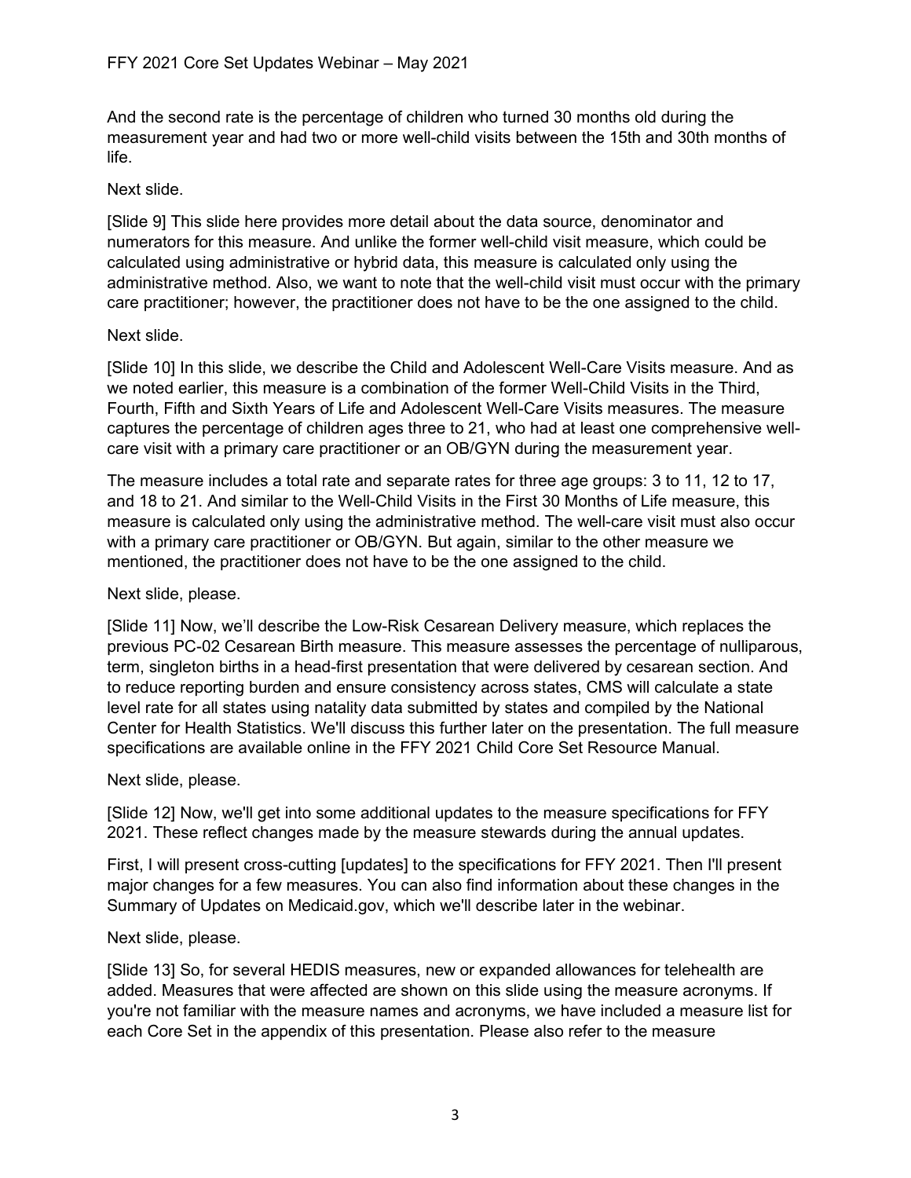And the second rate is the percentage of children who turned 30 months old during the measurement year and had two or more well-child visits between the 15th and 30th months of life.

Next slide.

[Slide 9] This slide here provides more detail about the data source, denominator and numerators for this measure. And unlike the former well-child visit measure, which could be calculated using administrative or hybrid data, this measure is calculated only using the administrative method. Also, we want to note that the well-child visit must occur with the primary care practitioner; however, the practitioner does not have to be the one assigned to the child.

Next slide.

[Slide 10] In this slide, we describe the Child and Adolescent Well-Care Visits measure. And as we noted earlier, this measure is a combination of the former Well-Child Visits in the Third, Fourth, Fifth and Sixth Years of Life and Adolescent Well-Care Visits measures. The measure captures the percentage of children ages three to 21, who had at least one comprehensive well-care visit with a primary care practitioner or an OB/GYN during the measurement year.

The measure includes a total rate and separate rates for three age groups: 3 to 11, 12 to 17, and 18 to 21. And similar to the Well-Child Visits in the First 30 Months of Life measure, this measure is calculated only using the administrative method. The well-care visit must also occur with a primary care practitioner or OB/GYN. But again, similar to the other measure we mentioned, the practitioner does not have to be the one assigned to the child.

Next slide, please.

[Slide 11] Now, we'll describe the Low-Risk Cesarean Delivery measure, which replaces the previous PC-02 Cesarean Birth measure. This measure assesses the percentage of nulliparous, term, singleton births in a head-first presentation that were delivered by cesarean section. And to reduce reporting burden and ensure consistency across states, CMS will calculate a state level rate for all states using natality data submitted by states and compiled by the National Center for Health Statistics. We'll discuss this further later on the presentation. The full measure specifications are available online in the FFY 2021 Child Core Set Resource Manual.

Next slide, please.

[Slide 12] Now, we'll get into some additional updates to the measure specifications for FFY 2021. These reflect changes made by the measure stewards during the annual updates.

First, I will present cross-cutting [updates] to the specifications for FFY 2021. Then I'll present major changes for a few measures. You can also find information about these changes in the Summary of Updates on Medicaid.gov, which we'll describe later in the webinar.

Next slide, please.

[Slide 13] So, for several HEDIS measures, new or expanded allowances for telehealth are added. Measures that were affected are shown on this slide using the measure acronyms. If you're not familiar with the measure names and acronyms, we have included a measure list for each Core Set in the appendix of this presentation. Please also refer to the measure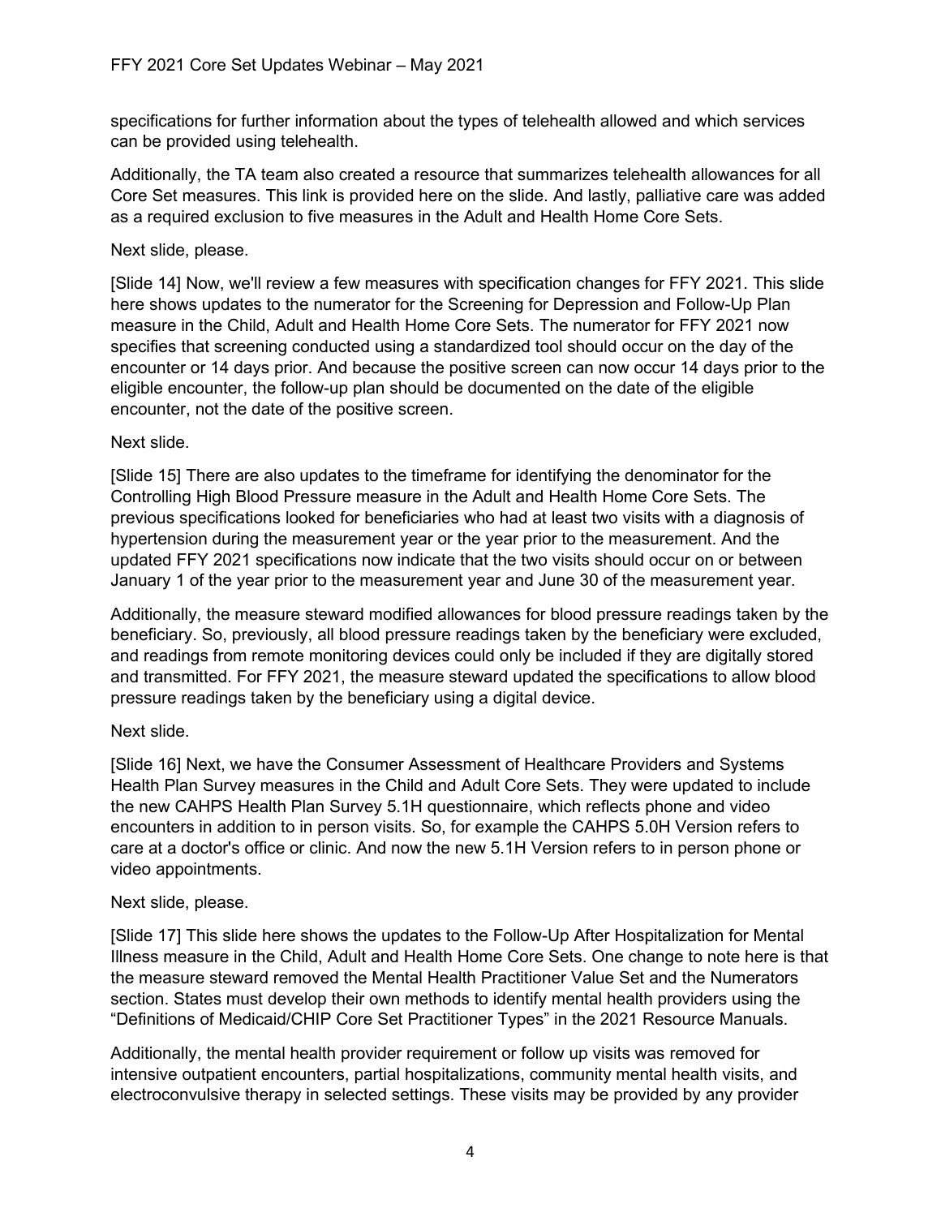specifications for further information about the types of telehealth allowed and which services can be provided using telehealth.

Additionally, the TA team also created a resource that summarizes telehealth allowances for all Core Set measures. This link is provided here on the slide. And lastly, palliative care was added as a required exclusion to five measures in the Adult and Health Home Core Sets.

Next slide, please.

[Slide 14] Now, we'll review a few measures with specification changes for FFY 2021. This slide here shows updates to the numerator for the Screening for Depression and Follow-Up Plan measure in the Child, Adult and Health Home Core Sets. The numerator for FFY 2021 now specifies that screening conducted using a standardized tool should occur on the day of the encounter or 14 days prior. And because the positive screen can now occur 14 days prior to the eligible encounter, the follow-up plan should be documented on the date of the eligible encounter, not the date of the positive screen.

Next slide.

[Slide 15] There are also updates to the timeframe for identifying the denominator for the Controlling High Blood Pressure measure in the Adult and Health Home Core Sets. The previous specifications looked for beneficiaries who had at least two visits with a diagnosis of hypertension during the measurement year or the year prior to the measurement. And the updated FFY 2021 specifications now indicate that the two visits should occur on or between January 1 of the year prior to the measurement year and June 30 of the measurement year.

Additionally, the measure steward modified allowances for blood pressure readings taken by the beneficiary. So, previously, all blood pressure readings taken by the beneficiary were excluded, and readings from remote monitoring devices could only be included if they are digitally stored and transmitted. For FFY 2021, the measure steward updated the specifications to allow blood pressure readings taken by the beneficiary using a digital device.

Next slide.

[Slide 16] Next, we have the Consumer Assessment of Healthcare Providers and Systems Health Plan Survey measures in the Child and Adult Core Sets. They were updated to include the new CAHPS Health Plan Survey 5.1H questionnaire, which reflects phone and video encounters in addition to in person visits. So, for example the CAHPS 5.0H Version refers to care at a doctor's office or clinic. And now the new 5.1H Version refers to in person phone or video appointments.

Next slide, please.

[Slide 17] This slide here shows the updates to the Follow-Up After Hospitalization for Mental Illness measure in the Child, Adult and Health Home Core Sets. One change to note here is that the measure steward removed the Mental Health Practitioner Value Set and the Numerators section. States must develop their own methods to identify mental health providers using the "Definitions of Medicaid/CHIP Core Set Practitioner Types" in the 2021 Resource Manuals.

Additionally, the mental health provider requirement or follow up visits was removed for intensive outpatient encounters, partial hospitalizations, community mental health visits, and electroconvulsive therapy in selected settings. These visits may be provided by any provider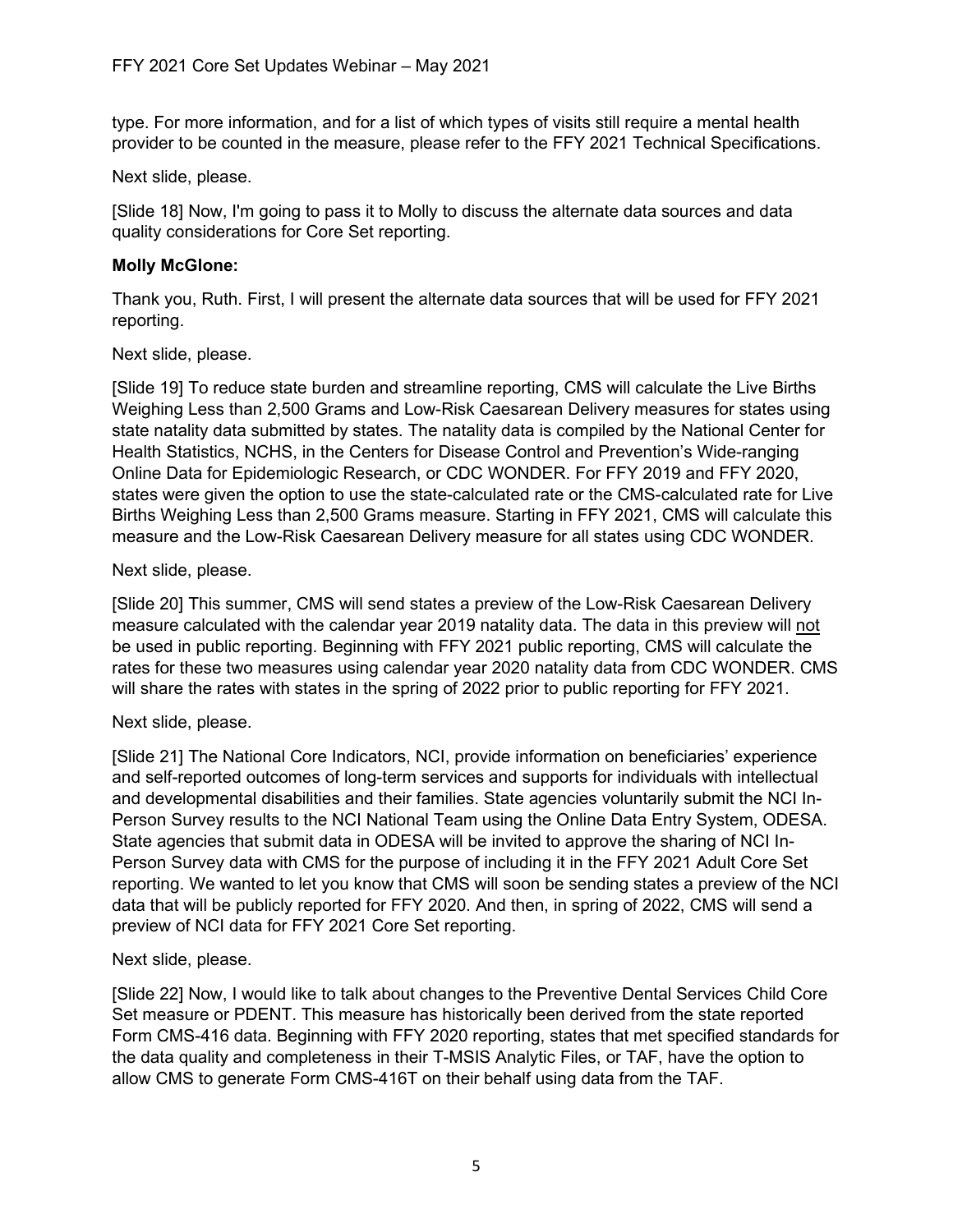type. For more information, and for a list of which types of visits still require a mental health provider to be counted in the measure, please refer to the FFY 2021 Technical Specifications.

Next slide, please.

[Slide 18] Now, I'm going to pass it to Molly to discuss the alternate data sources and data quality considerations for Core Set reporting.

**Molly McGlone:**

Thank you, Ruth. First, I will present the alternate data sources that will be used for FFY 2021 reporting.

Next slide, please.

[Slide 19] To reduce state burden and streamline reporting, CMS will calculate the Live Births Weighing Less than 2,500 Grams and Low-Risk Caesarean Delivery measures for states using state natality data submitted by states. The natality data is compiled by the National Center for Health Statistics, NCHS, in the Centers for Disease Control and Prevention's Wide-ranging Online Data for Epidemiologic Research, or CDC WONDER. For FFY 2019 and FFY 2020, states were given the option to use the state-calculated rate or the CMS-calculated rate for Live Births Weighing Less than 2,500 Grams measure. Starting in FFY 2021, CMS will calculate this measure and the Low-Risk Caesarean Delivery measure for all states using CDC WONDER.

Next slide, please.

[Slide 20] This summer, CMS will send states a preview of the Low-Risk Caesarean Delivery measure calculated with the calendar year 2019 natality data. The data in this preview will <u>not</u> be used in public reporting. Beginning with FFY 2021 public reporting, CMS will calculate the rates for these two measures using calendar year 2020 natality data from CDC WONDER. CMS will share the rates with states in the spring of 2022 prior to public reporting for FFY 2021.

Next slide, please.

[Slide 21] The National Core Indicators, NCI, provide information on beneficiaries' experience and self-reported outcomes of long-term services and supports for individuals with intellectual and developmental disabilities and their families. State agencies voluntarily submit the NCI In-Person Survey results to the NCI National Team using the Online Data Entry System, ODESA. State agencies that submit data in ODESA will be invited to approve the sharing of NCI In-Person Survey data with CMS for the purpose of including it in the FFY 2021 Adult Core Set reporting. We wanted to let you know that CMS will soon be sending states a preview of the NCI data that will be publicly reported for FFY 2020. And then, in spring of 2022, CMS will send a preview of NCI data for FFY 2021 Core Set reporting.

Next slide, please.

[Slide 22] Now, I would like to talk about changes to the Preventive Dental Services Child Core Set measure or PDENT. This measure has historically been derived from the state reported Form CMS-416 data. Beginning with FFY 2020 reporting, states that met specified standards for the data quality and completeness in their T-MSIS Analytic Files, or TAF, have the option to allow CMS to generate Form CMS-416T on their behalf using data from the TAF.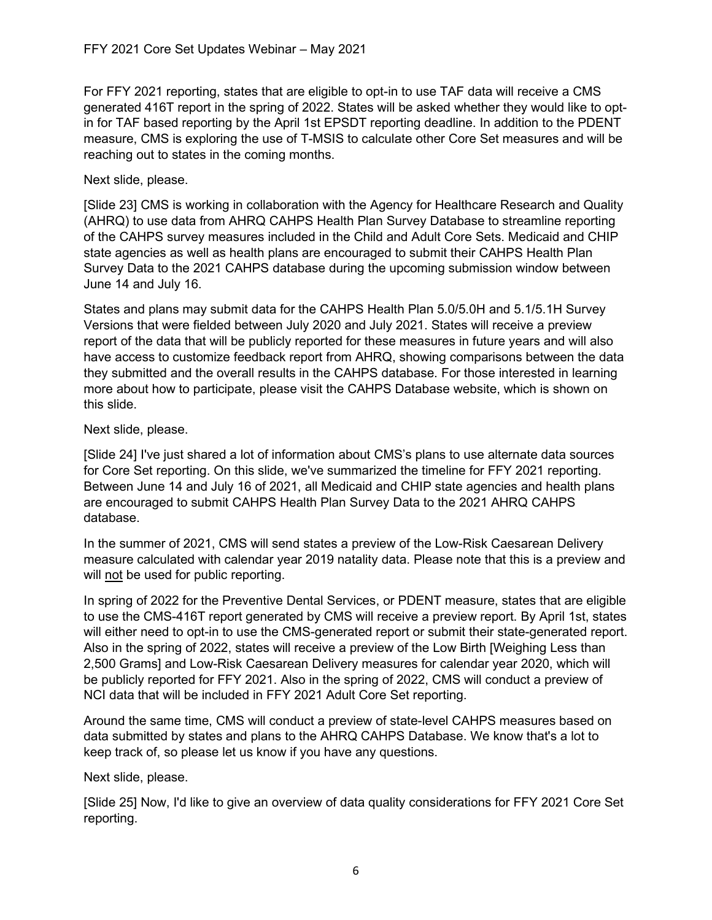For FFY 2021 reporting, states that are eligible to opt-in to use TAF data will receive a CMS generated 416T report in the spring of 2022. States will be asked whether they would like to opt-in for TAF based reporting by the April 1st EPSDT reporting deadline. In addition to the PDENT measure, CMS is exploring the use of T-MSIS to calculate other Core Set measures and will be reaching out to states in the coming months.

Next slide, please.

[Slide 23] CMS is working in collaboration with the Agency for Healthcare Research and Quality (AHRQ) to use data from AHRQ CAHPS Health Plan Survey Database to streamline reporting of the CAHPS survey measures included in the Child and Adult Core Sets. Medicaid and CHIP state agencies as well as health plans are encouraged to submit their CAHPS Health Plan Survey Data to the 2021 CAHPS database during the upcoming submission window between June 14 and July 16.

States and plans may submit data for the CAHPS Health Plan 5.0/5.0H and 5.1/5.1H Survey Versions that were fielded between July 2020 and July 2021. States will receive a preview report of the data that will be publicly reported for these measures in future years and will also have access to customize feedback report from AHRQ, showing comparisons between the data they submitted and the overall results in the CAHPS database. For those interested in learning more about how to participate, please visit the CAHPS Database website, which is shown on this slide.

Next slide, please.

[Slide 24] I've just shared a lot of information about CMS's plans to use alternate data sources for Core Set reporting. On this slide, we've summarized the timeline for FFY 2021 reporting. Between June 14 and July 16 of 2021, all Medicaid and CHIP state agencies and health plans are encouraged to submit CAHPS Health Plan Survey Data to the 2021 AHRQ CAHPS database.

In the summer of 2021, CMS will send states a preview of the Low-Risk Caesarean Delivery measure calculated with calendar year 2019 natality data. Please note that this is a preview and will <u>not</u> be used for public reporting.

In spring of 2022 for the Preventive Dental Services, or PDENT measure, states that are eligible to use the CMS-416T report generated by CMS will receive a preview report. By April 1st, states will either need to opt-in to use the CMS-generated report or submit their state-generated report. Also in the spring of 2022, states will receive a preview of the Low Birth [Weighing Less than 2,500 Grams] and Low-Risk Caesarean Delivery measures for calendar year 2020, which will be publicly reported for FFY 2021. Also in the spring of 2022, CMS will conduct a preview of NCI data that will be included in FFY 2021 Adult Core Set reporting.

Around the same time, CMS will conduct a preview of state-level CAHPS measures based on data submitted by states and plans to the AHRQ CAHPS Database. We know that's a lot to keep track of, so please let us know if you have any questions.

Next slide, please.

[Slide 25] Now, I'd like to give an overview of data quality considerations for FFY 2021 Core Set reporting.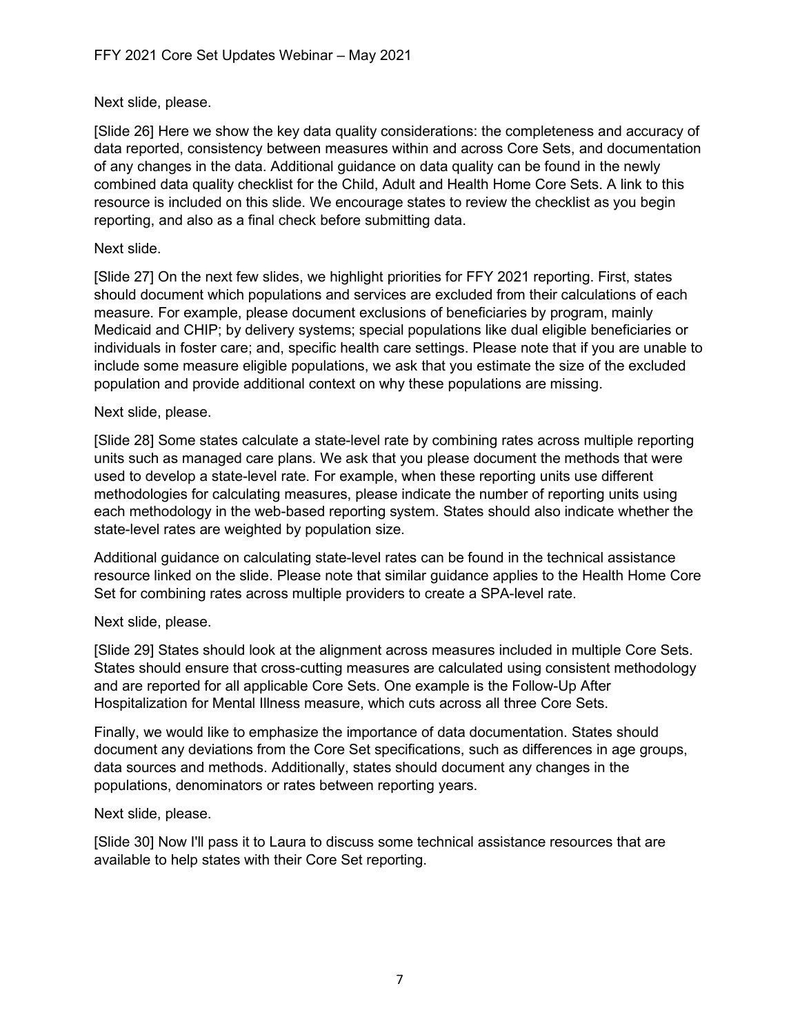Next slide, please.

[Slide 26] Here we show the key data quality considerations: the completeness and accuracy of data reported, consistency between measures within and across Core Sets, and documentation of any changes in the data. Additional guidance on data quality can be found in the newly combined data quality checklist for the Child, Adult and Health Home Core Sets. A link to this resource is included on this slide. We encourage states to review the checklist as you begin reporting, and also as a final check before submitting data.

Next slide.

[Slide 27] On the next few slides, we highlight priorities for FFY 2021 reporting. First, states should document which populations and services are excluded from their calculations of each measure. For example, please document exclusions of beneficiaries by program, mainly Medicaid and CHIP; by delivery systems; special populations like dual eligible beneficiaries or individuals in foster care; and, specific health care settings. Please note that if you are unable to include some measure eligible populations, we ask that you estimate the size of the excluded population and provide additional context on why these populations are missing.

Next slide, please.

[Slide 28] Some states calculate a state-level rate by combining rates across multiple reporting units such as managed care plans. We ask that you please document the methods that were used to develop a state-level rate. For example, when these reporting units use different methodologies for calculating measures, please indicate the number of reporting units using each methodology in the web-based reporting system. States should also indicate whether the state-level rates are weighted by population size.

Additional guidance on calculating state-level rates can be found in the technical assistance resource linked on the slide. Please note that similar guidance applies to the Health Home Core Set for combining rates across multiple providers to create a SPA-level rate.

Next slide, please.

[Slide 29] States should look at the alignment across measures included in multiple Core Sets. States should ensure that cross-cutting measures are calculated using consistent methodology and are reported for all applicable Core Sets. One example is the Follow-Up After Hospitalization for Mental Illness measure, which cuts across all three Core Sets.

Finally, we would like to emphasize the importance of data documentation. States should document any deviations from the Core Set specifications, such as differences in age groups, data sources and methods. Additionally, states should document any changes in the populations, denominators or rates between reporting years.

Next slide, please.

[Slide 30] Now I'll pass it to Laura to discuss some technical assistance resources that are available to help states with their Core Set reporting.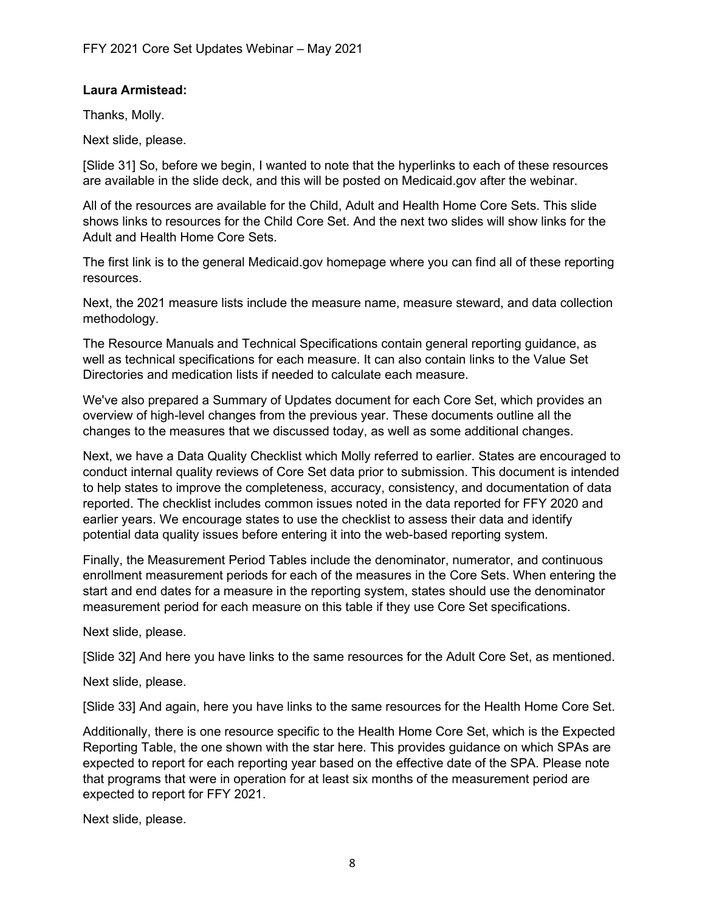**Laura Armistead:**

Thanks, Molly.

Next slide, please.

[Slide 31] So, before we begin, I wanted to note that the hyperlinks to each of these resources are available in the slide deck, and this will be posted on Medicaid.gov after the webinar.

All of the resources are available for the Child, Adult and Health Home Core Sets. This slide shows links to resources for the Child Core Set. And the next two slides will show links for the Adult and Health Home Core Sets.

The first link is to the general Medicaid.gov homepage where you can find all of these reporting resources.

Next, the 2021 measure lists include the measure name, measure steward, and data collection methodology.

The Resource Manuals and Technical Specifications contain general reporting guidance, as well as technical specifications for each measure. It can also contain links to the Value Set Directories and medication lists if needed to calculate each measure.

We've also prepared a Summary of Updates document for each Core Set, which provides an overview of high-level changes from the previous year. These documents outline all the changes to the measures that we discussed today, as well as some additional changes.

Next, we have a Data Quality Checklist which Molly referred to earlier. States are encouraged to conduct internal quality reviews of Core Set data prior to submission. This document is intended to help states to improve the completeness, accuracy, consistency, and documentation of data reported. The checklist includes common issues noted in the data reported for FFY 2020 and earlier years. We encourage states to use the checklist to assess their data and identify potential data quality issues before entering it into the web-based reporting system.

Finally, the Measurement Period Tables include the denominator, numerator, and continuous enrollment measurement periods for each of the measures in the Core Sets. When entering the start and end dates for a measure in the reporting system, states should use the denominator measurement period for each measure on this table if they use Core Set specifications.

Next slide, please.

[Slide 32] And here you have links to the same resources for the Adult Core Set, as mentioned.

Next slide, please.

[Slide 33] And again, here you have links to the same resources for the Health Home Core Set.

Additionally, there is one resource specific to the Health Home Core Set, which is the Expected Reporting Table, the one shown with the star here. This provides guidance on which SPAs are expected to report for each reporting year based on the effective date of the SPA. Please note that programs that were in operation for at least six months of the measurement period are expected to report for FFY 2021.

Next slide, please.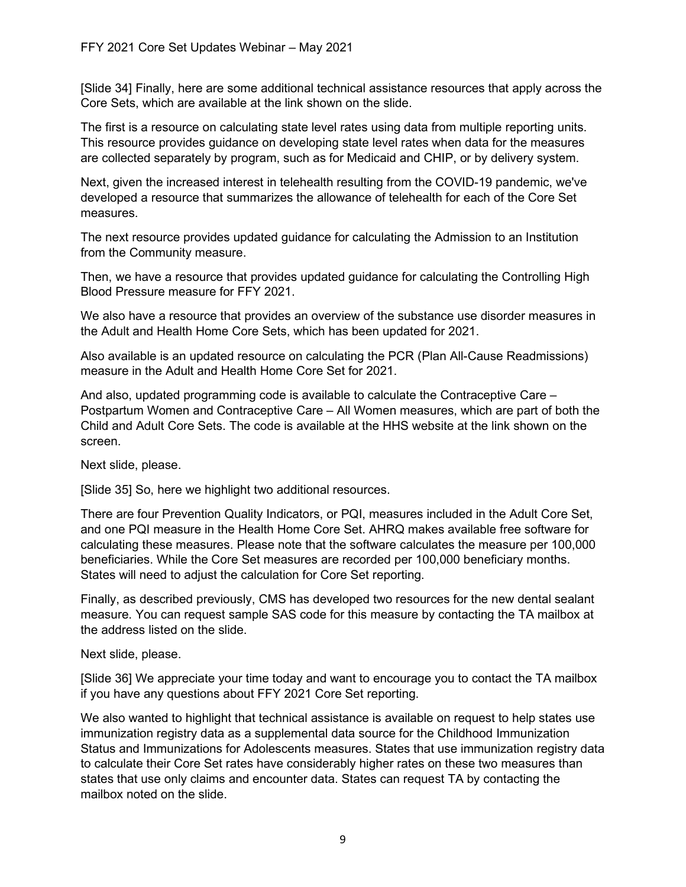[Slide 34] Finally, here are some additional technical assistance resources that apply across the Core Sets, which are available at the link shown on the slide.

The first is a resource on calculating state level rates using data from multiple reporting units. This resource provides guidance on developing state level rates when data for the measures are collected separately by program, such as for Medicaid and CHIP, or by delivery system.

Next, given the increased interest in telehealth resulting from the COVID-19 pandemic, we've developed a resource that summarizes the allowance of telehealth for each of the Core Set measures.

The next resource provides updated guidance for calculating the Admission to an Institution from the Community measure.

Then, we have a resource that provides updated guidance for calculating the Controlling High Blood Pressure measure for FFY 2021.

We also have a resource that provides an overview of the substance use disorder measures in the Adult and Health Home Core Sets, which has been updated for 2021.

Also available is an updated resource on calculating the PCR (Plan All-Cause Readmissions) measure in the Adult and Health Home Core Set for 2021.

And also, updated programming code is available to calculate the Contraceptive Care – Postpartum Women and Contraceptive Care – All Women measures, which are part of both the Child and Adult Core Sets. The code is available at the HHS website at the link shown on the screen.

Next slide, please.

[Slide 35] So, here we highlight two additional resources.

There are four Prevention Quality Indicators, or PQI, measures included in the Adult Core Set, and one PQI measure in the Health Home Core Set. AHRQ makes available free software for calculating these measures. Please note that the software calculates the measure per 100,000 beneficiaries. While the Core Set measures are recorded per 100,000 beneficiary months. States will need to adjust the calculation for Core Set reporting.

Finally, as described previously, CMS has developed two resources for the new dental sealant measure. You can request sample SAS code for this measure by contacting the TA mailbox at the address listed on the slide.

Next slide, please.

[Slide 36] We appreciate your time today and want to encourage you to contact the TA mailbox if you have any questions about FFY 2021 Core Set reporting.

We also wanted to highlight that technical assistance is available on request to help states use immunization registry data as a supplemental data source for the Childhood Immunization Status and Immunizations for Adolescents measures. States that use immunization registry data to calculate their Core Set rates have considerably higher rates on these two measures than states that use only claims and encounter data. States can request TA by contacting the mailbox noted on the slide.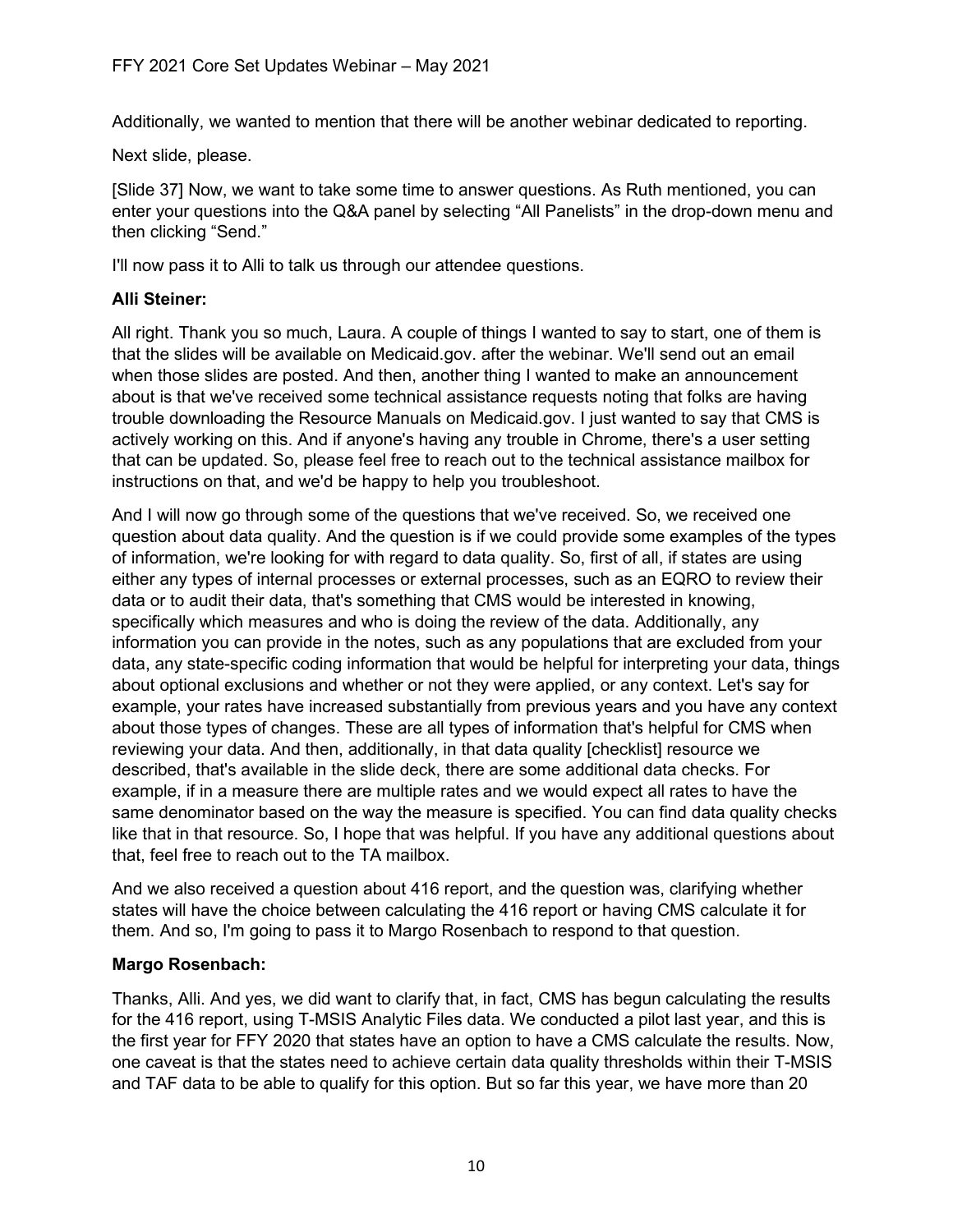Additionally, we wanted to mention that there will be another webinar dedicated to reporting.

Next slide, please.

[Slide 37] Now, we want to take some time to answer questions. As Ruth mentioned, you can enter your questions into the Q&A panel by selecting "All Panelists" in the drop-down menu and then clicking "Send."

I'll now pass it to Alli to talk us through our attendee questions.

**Alli Steiner:**

All right. Thank you so much, Laura. A couple of things I wanted to say to start, one of them is that the slides will be available on Medicaid.gov. after the webinar. We'll send out an email when those slides are posted. And then, another thing I wanted to make an announcement about is that we've received some technical assistance requests noting that folks are having trouble downloading the Resource Manuals on Medicaid.gov. I just wanted to say that CMS is actively working on this. And if anyone's having any trouble in Chrome, there's a user setting that can be updated. So, please feel free to reach out to the technical assistance mailbox for instructions on that, and we'd be happy to help you troubleshoot.

And I will now go through some of the questions that we've received. So, we received one question about data quality. And the question is if we could provide some examples of the types of information, we're looking for with regard to data quality. So, first of all, if states are using either any types of internal processes or external processes, such as an EQRO to review their data or to audit their data, that's something that CMS would be interested in knowing, specifically which measures and who is doing the review of the data. Additionally, any information you can provide in the notes, such as any populations that are excluded from your data, any state-specific coding information that would be helpful for interpreting your data, things about optional exclusions and whether or not they were applied, or any context. Let's say for example, your rates have increased substantially from previous years and you have any context about those types of changes. These are all types of information that's helpful for CMS when reviewing your data. And then, additionally, in that data quality [checklist] resource we described, that's available in the slide deck, there are some additional data checks. For example, if in a measure there are multiple rates and we would expect all rates to have the same denominator based on the way the measure is specified. You can find data quality checks like that in that resource. So, I hope that was helpful. If you have any additional questions about that, feel free to reach out to the TA mailbox.

And we also received a question about 416 report, and the question was, clarifying whether states will have the choice between calculating the 416 report or having CMS calculate it for them. And so, I'm going to pass it to Margo Rosenbach to respond to that question.

**Margo Rosenbach:**

Thanks, Alli. And yes, we did want to clarify that, in fact, CMS has begun calculating the results for the 416 report, using T-MSIS Analytic Files data. We conducted a pilot last year, and this is the first year for FFY 2020 that states have an option to have a CMS calculate the results. Now, one caveat is that the states need to achieve certain data quality thresholds within their T-MSIS and TAF data to be able to qualify for this option. But so far this year, we have more than 20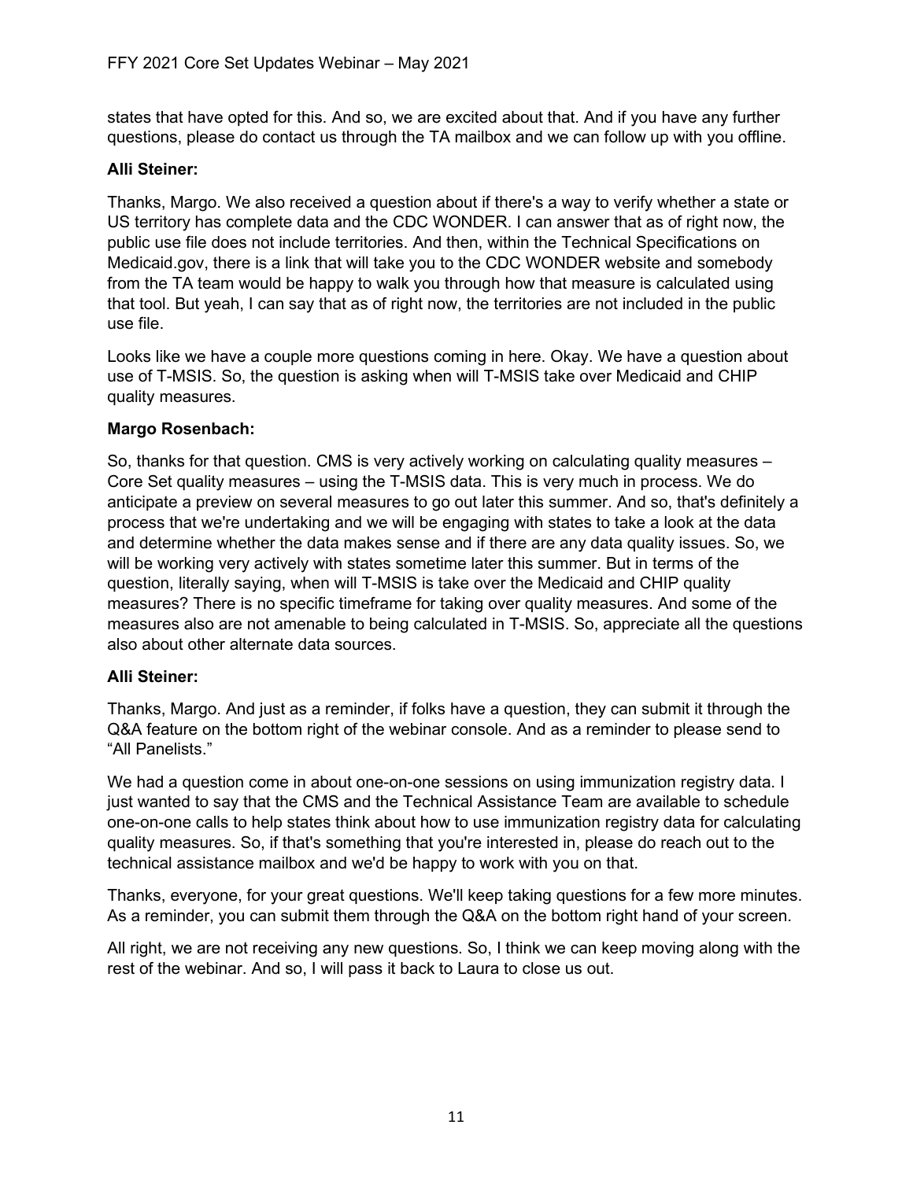states that have opted for this. And so, we are excited about that. And if you have any further questions, please do contact us through the TA mailbox and we can follow up with you offline.

**Alli Steiner:**

Thanks, Margo. We also received a question about if there's a way to verify whether a state or US territory has complete data and the CDC WONDER. I can answer that as of right now, the public use file does not include territories. And then, within the Technical Specifications on Medicaid.gov, there is a link that will take you to the CDC WONDER website and somebody from the TA team would be happy to walk you through how that measure is calculated using that tool. But yeah, I can say that as of right now, the territories are not included in the public use file.

Looks like we have a couple more questions coming in here. Okay. We have a question about use of T-MSIS. So, the question is asking when will T-MSIS take over Medicaid and CHIP quality measures.

**Margo Rosenbach:**

So, thanks for that question. CMS is very actively working on calculating quality measures – Core Set quality measures – using the T-MSIS data. This is very much in process. We do anticipate a preview on several measures to go out later this summer. And so, that's definitely a process that we're undertaking and we will be engaging with states to take a look at the data and determine whether the data makes sense and if there are any data quality issues. So, we will be working very actively with states sometime later this summer. But in terms of the question, literally saying, when will T-MSIS is take over the Medicaid and CHIP quality measures? There is no specific timeframe for taking over quality measures. And some of the measures also are not amenable to being calculated in T-MSIS. So, appreciate all the questions also about other alternate data sources.

**Alli Steiner:**

Thanks, Margo. And just as a reminder, if folks have a question, they can submit it through the Q&A feature on the bottom right of the webinar console. And as a reminder to please send to "All Panelists."

We had a question come in about one-on-one sessions on using immunization registry data. I just wanted to say that the CMS and the Technical Assistance Team are available to schedule one-on-one calls to help states think about how to use immunization registry data for calculating quality measures. So, if that's something that you're interested in, please do reach out to the technical assistance mailbox and we'd be happy to work with you on that.

Thanks, everyone, for your great questions. We'll keep taking questions for a few more minutes. As a reminder, you can submit them through the Q&A on the bottom right hand of your screen.

All right, we are not receiving any new questions. So, I think we can keep moving along with the rest of the webinar. And so, I will pass it back to Laura to close us out.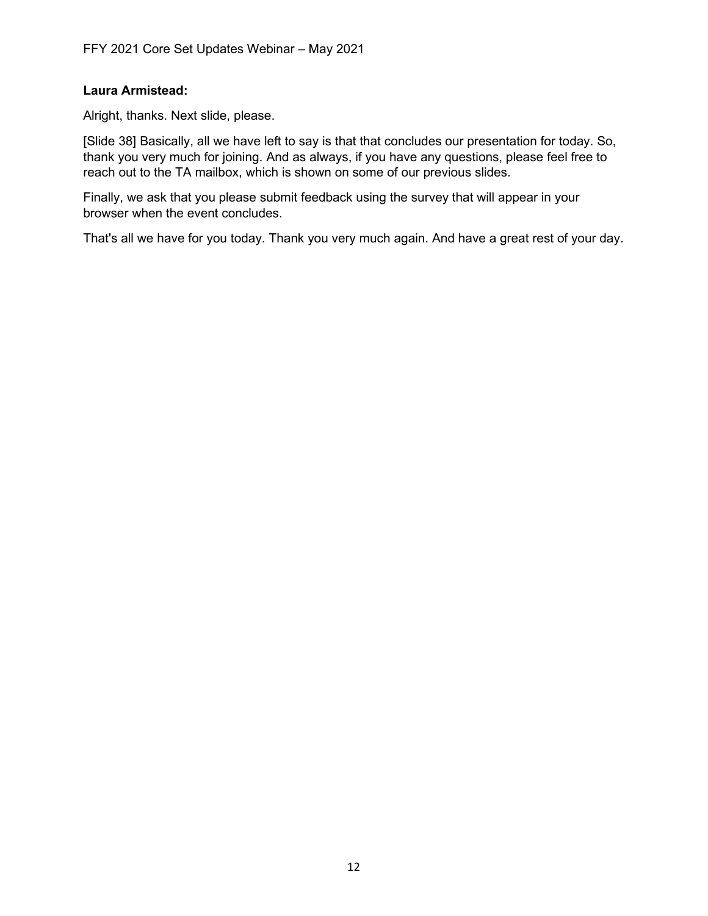**Laura Armistead:**

Alright, thanks. Next slide, please.

[Slide 38] Basically, all we have left to say is that that concludes our presentation for today. So, thank you very much for joining. And as always, if you have any questions, please feel free to reach out to the TA mailbox, which is shown on some of our previous slides.

Finally, we ask that you please submit feedback using the survey that will appear in your browser when the event concludes.

That's all we have for you today. Thank you very much again. And have a great rest of your day.